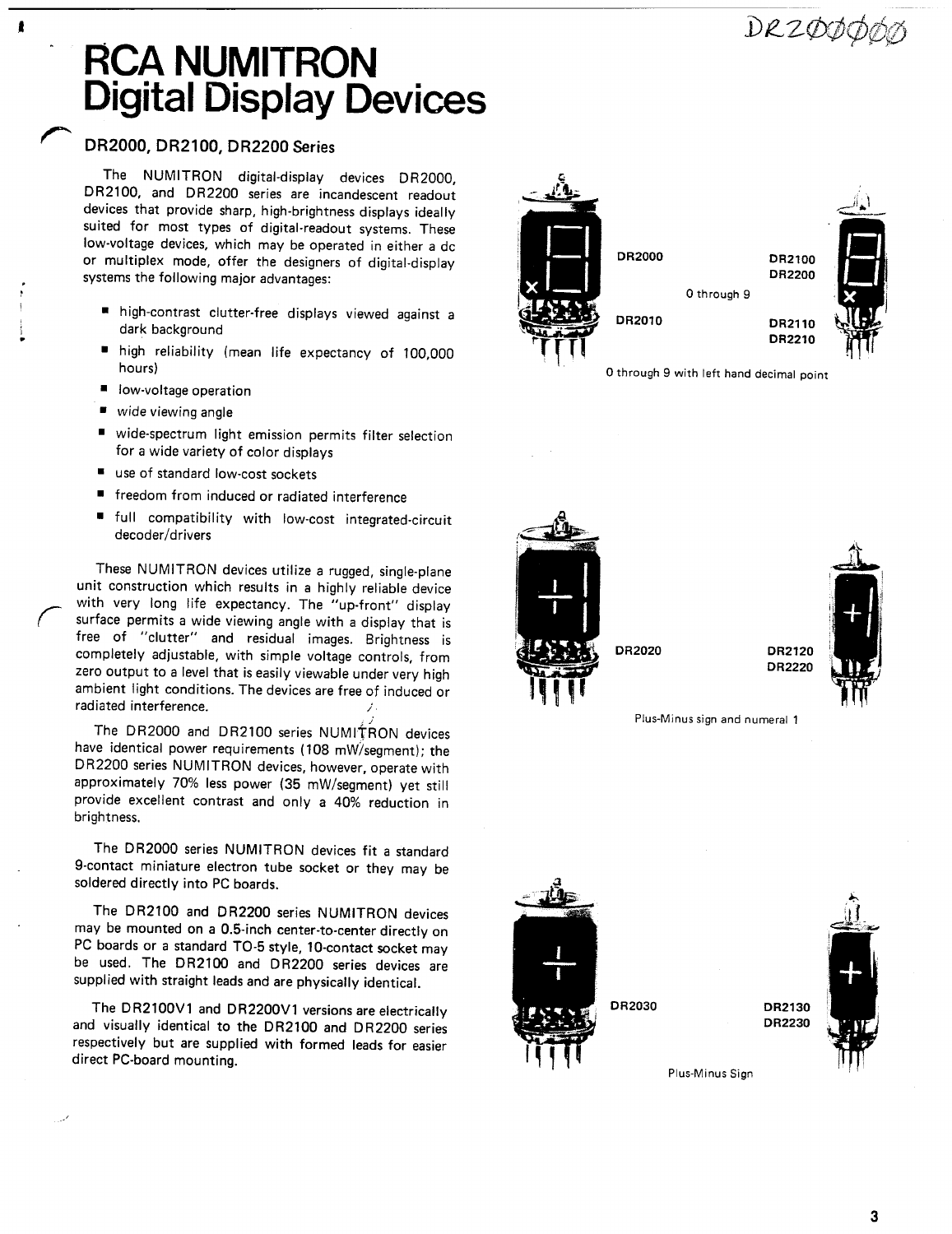# RCA NUMITRON Digital Display Devices

## DR2000, DR2100, DR2200 Series

The NUMITRON digital-display devices DR2000, DR2100, and DR2200 series are incandescent readout devices that provide sharp, high-brightness displays ideally suited for most types of digital-readout systems. These low-voltage devices, which may be operated in either a dc or multiplex mode, offer the designers of digital-display systems the following major advantages:

- high-contrast clutter-free displays viewed against a dark background
- high reliability (mean life expectancy of 100,000 hours)
- low-voltage operation
- wide viewing angle
- wide-spectrum light emission permits filter selection for a wide variety of color displays
- use of standard low-cost sockets
- freedom from induced or radiated interference
- full compatibility with low-cost integrated-circuit decoder/drivers

These NUMITRON devices utilize a rugged, single-plane unit construction which results in a highly reliable device with very long life expectancy. The "up-front" display surface permits a wide viewing angle with a display that is free of "clutter" and residual images. Brightness is completely adjustable, with simple voltage controls, from zero output to a level that is easily viewable under very high ambient light conditions. The devices are free of induced or radiated interference.

The DR2000 and DR2100 series NUMITRON devices have identical power requirements (108 mW/segment); the DR2200 series NUMITRON devices, however, operate with approximately 70% less power (35 mW/segment) yet still provide excellent contrast and only a 40% reduction in brightness.

The DR2000 series NUMITRON devices fit a standard 9-contact miniature electron tube socket or they may be soldered directly into PC boards.

The DR2100 and DR2200 series NUMITRON devices may be mounted on a 0.5-inch center-to-center directly on PC boards or a standard TO-5 style, 10-contact socket may be used. The DR2100 and DR2200 series devices are supplied with straight leads and are physically identical.

The DR2100V1 and DR2200V1 versions are electrically and visually identical to the DR2100 and DR2200 series respectively but are supplied with formed leads for easier direct PC-board mounting.

DR2000 — DR2100, DR2200 — 0 through 9

DR2010 — DR2110, DR2210 — 0 through 9 with left hand decimal point

DR2020 — DR2120, DR2220 — Plus-Minus sign and numeral 1

DR2030 — DR2130, DR2230 — Plus-Minus Sign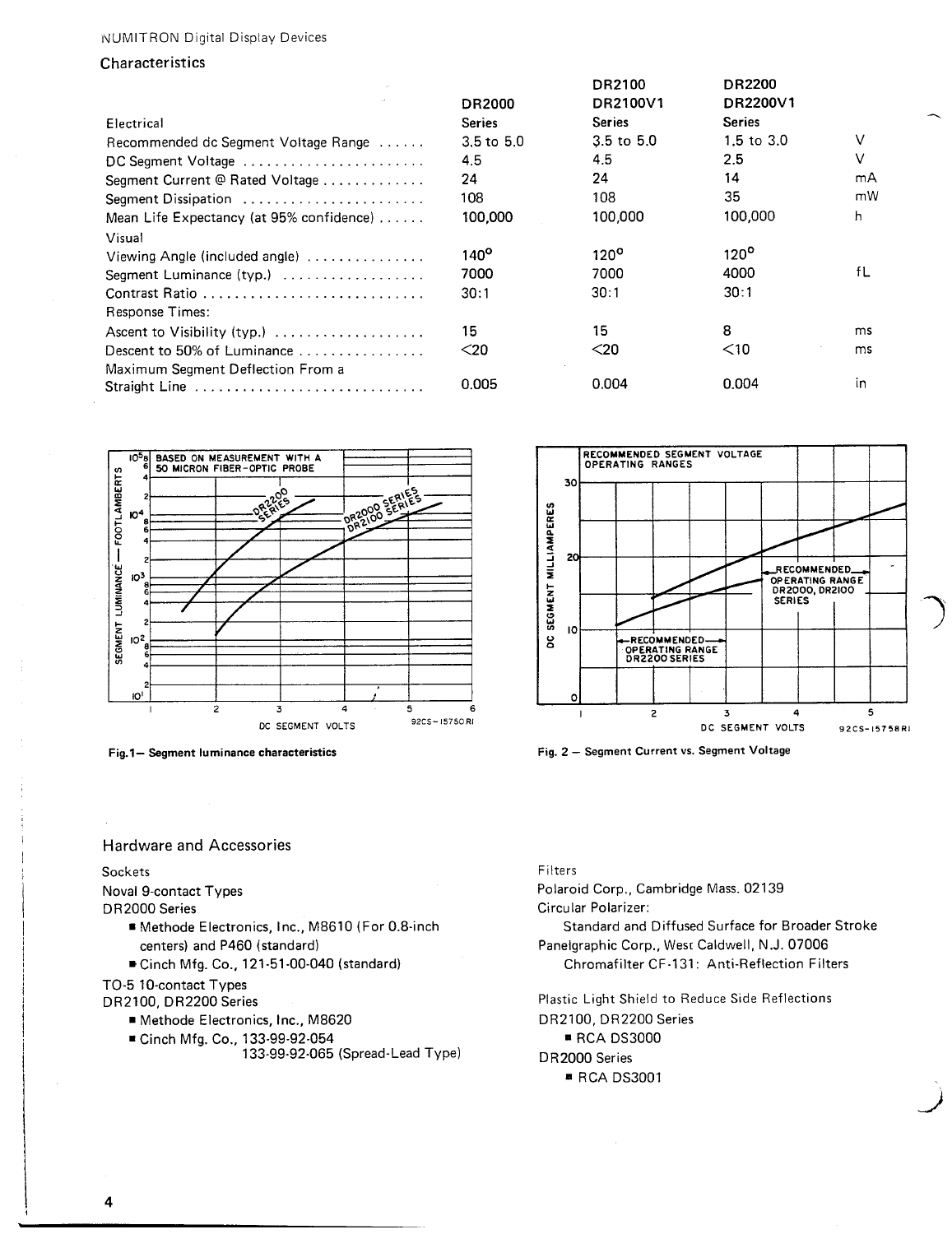NUMITRON Digital Display Devices

## Characteristics

| Electrical | DR2000 Series | DR2100 DR2100V1 Series | DR2200 DR2200V1 Series | |
|---|---|---|---|---|
| Recommended dc Segment Voltage Range | 3.5 to 5.0 | 3.5 to 5.0 | 1.5 to 3.0 | V |
| DC Segment Voltage | 4.5 | 4.5 | 2.5 | V |
| Segment Current @ Rated Voltage | 24 | 24 | 14 | mA |
| Segment Dissipation | 108 | 108 | 35 | mW |
| Mean Life Expectancy (at 95% confidence) | 100,000 | 100,000 | 100,000 | h |
| **Visual** | | | | |
| Viewing Angle (included angle) | 140° | 120° | 120° | |
| Segment Luminance (typ.) | 7000 | 7000 | 4000 | fL |
| Contrast Ratio | 30:1 | 30:1 | 30:1 | |
| **Response Times:** | | | | |
| Ascent to Visibility (typ.) | 15 | 15 | 8 | ms |
| Descent to 50% of Luminance | <20 | <20 | <10 | ms |
| Maximum Segment Deflection From a Straight Line | 0.005 | 0.004 | 0.004 | in |

Fig.1— Segment luminance characteristics

Fig. 2 — Segment Current vs. Segment Voltage

## Hardware and Accessories

Sockets

Noval 9-contact Types

DR2000 Series

- Methode Electronics, Inc., M8610 (For 0.8-inch centers) and P460 (standard)
- Cinch Mfg. Co., 121-51-00-040 (standard)

TO-5 10-contact Types

DR2100, DR2200 Series

- Methode Electronics, Inc., M8620
- Cinch Mfg. Co., 133-99-92-054
  133-99-92-065 (Spread-Lead Type)

Filters

Polaroid Corp., Cambridge Mass. 02139

Circular Polarizer:

Standard and Diffused Surface for Broader Stroke

Panelgraphic Corp., West Caldwell, N.J. 07006

Chromafilter CF-131: Anti-Reflection Filters

Plastic Light Shield to Reduce Side Reflections

DR2100, DR2200 Series

- RCA DS3000

DR2000 Series

- RCA DS3001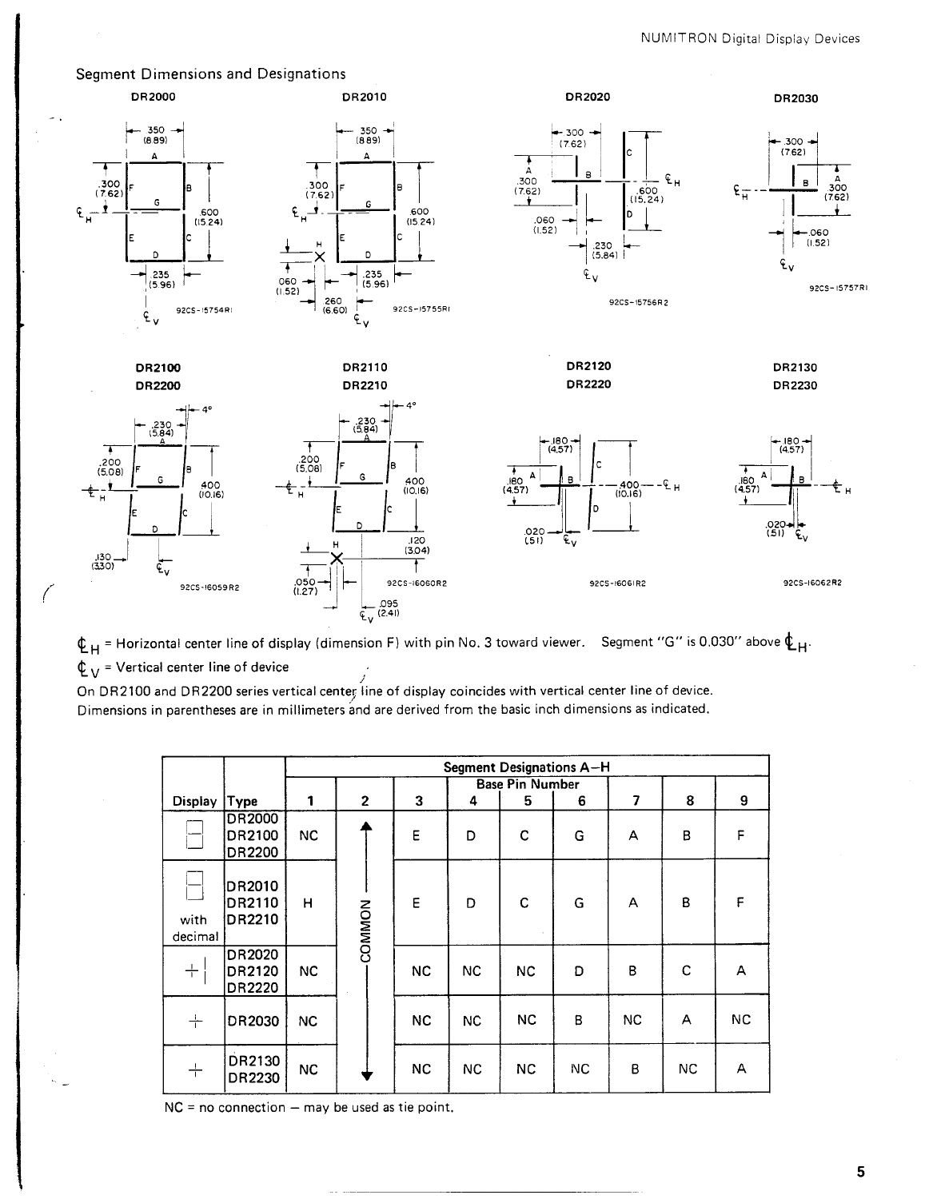## Segment Dimensions and Designations

DR2000 · DR2010 · DR2020 · DR2030

DR2100 / DR2200 · DR2110 / DR2210 · DR2120 / DR2220 · DR2130 / DR2230

℄$_H$ = Horizontal center line of display (dimension F) with pin No. 3 toward viewer. Segment "G" is 0.030" above ℄$_H$.

℄$_V$ = Vertical center line of device

On DR2100 and DR2200 series vertical center line of display coincides with vertical center line of device.

Dimensions in parentheses are in millimeters and are derived from the basic inch dimensions as indicated.

| Display | Type | Segment Designations A–H | | | | | | | | |
|---|---|---|---|---|---|---|---|---|---|---|
| | | Base Pin Number | | | | | | | | |
| | | 1 | 2 | 3 | 4 | 5 | 6 | 7 | 8 | 9 |
| 8 | DR2000 DR2100 DR2200 | NC | COMMON | E | D | C | G | A | B | F |
| 8. with decimal | DR2010 DR2110 DR2210 | H | COMMON | E | D | C | G | A | B | F |
| +\| | DR2020 DR2120 DR2220 | NC | COMMON | NC | NC | NC | D | B | C | A |
| + | DR2030 | NC | COMMON | NC | NC | NC | B | NC | A | NC |
| + | DR2130 DR2230 | NC | COMMON | NC | NC | NC | NC | B | NC | A |

NC = no connection — may be used as tie point.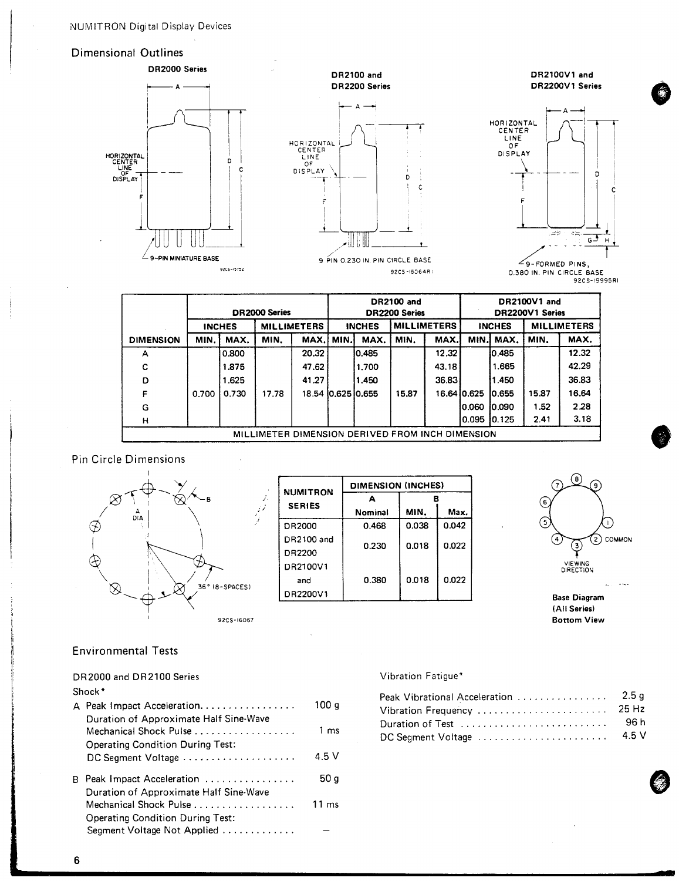## Dimensional Outlines

DR2000 Series

A
HORIZONTAL CENTER LINE OF DISPLAY
D
C
F
9-PIN MINIATURE BASE
92CS-15752

DR2100 and DR2200 Series

A
HORIZONTAL CENTER LINE OF DISPLAY
D
C
F
9 PIN 0.230 IN. PIN CIRCLE BASE
92CS-16064R1

DR2100V1 and DR2200V1 Series

A
HORIZONTAL CENTER LINE OF DISPLAY
D
C
F
G
H
9-FORMED PINS, 0.380 IN. PIN CIRCLE BASE
92CS-19995R1

| DIMENSION | DR2000 Series | | | | DR2100 and DR2200 Series | | | | DR2100V1 and DR2200V1 Series | | | |
|---|---|---|---|---|---|---|---|---|---|---|---|---|
| | INCHES | | MILLIMETERS | | INCHES | | MILLIMETERS | | INCHES | | MILLIMETERS | |
| | MIN. | MAX. | MIN. | MAX. | MIN. | MAX. | MIN. | MAX. | MIN. | MAX. | MIN. | MAX. |
| A | | 0.800 | | 20.32 | | 0.485 | | 12.32 | | 0.485 | | 12.32 |
| C | | 1.875 | | 47.62 | | 1.700 | | 43.18 | | 1.665 | | 42.29 |
| D | | 1.625 | | 41.27 | | 1.450 | | 36.83 | | 1.450 | | 36.83 |
| F | 0.700 | 0.730 | 17.78 | 18.54 | 0.625 | 0.655 | 15.87 | 16.64 | 0.625 | 0.655 | 15.87 | 16.64 |
| G | | | | | | | | | 0.060 | 0.090 | 1.52 | 2.28 |
| H | | | | | | | | | 0.095 | 0.125 | 2.41 | 3.18 |
| MILLIMETER DIMENSION DERIVED FROM INCH DIMENSION | | | | | | | | | | | | |

## Pin Circle Dimensions

A DIA.
B
36° (8-SPACES)
92CS-16067

| NUMITRON SERIES | DIMENSION (INCHES) | | |
|---|---|---|---|
| | A | B | |
| | Nominal | MIN. | Max. |
| DR2000 | 0.468 | 0.038 | 0.042 |
| DR2100 and DR2200 | 0.230 | 0.018 | 0.022 |
| DR2100V1 and DR2200V1 | 0.380 | 0.018 | 0.022 |

1
2 COMMON
3
4
5
6
7
8
9
VIEWING DIRECTION

Base Diagram (All Series) Bottom View

## Environmental Tests

DR2000 and DR2100 Series

Shock*

A Peak Impact Acceleration ................. 100 g
Duration of Approximate Half Sine-Wave Mechanical Shock Pulse .................. 1 ms
Operating Condition During Test:
DC Segment Voltage .................... 4.5 V

B Peak Impact Acceleration ................ 50 g
Duration of Approximate Half Sine-Wave Mechanical Shock Pulse .................. 11 ms
Operating Condition During Test:
Segment Voltage Not Applied ............. –

Vibration Fatigue*

Peak Vibrational Acceleration ................ 2.5 g
Vibration Frequency ....................... 25 Hz
Duration of Test .......................... 96 h
DC Segment Voltage ....................... 4.5 V